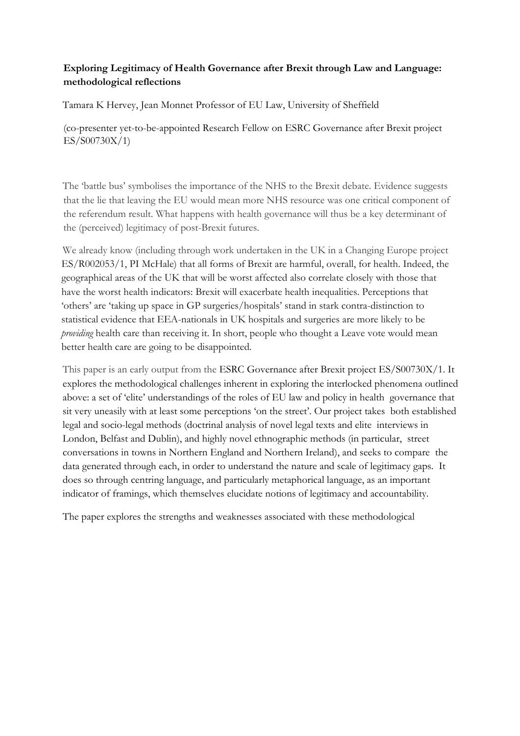**Exploring Legitimacy of Health Governance after Brexit through Law and Language: methodological reflections**

Tamara K Hervey, Jean Monnet Professor of EU Law, University of Sheffield

(co-presenter yet-to-be-appointed Research Fellow on ESRC Governance after Brexit project ES/S00730X/1)

The 'battle bus' symbolises the importance of the NHS to the Brexit debate. Evidence suggests that the lie that leaving the EU would mean more NHS resource was one critical component of the referendum result. What happens with health governance will thus be a key determinant of the (perceived) legitimacy of post-Brexit futures.

We already know (including through work undertaken in the UK in a Changing Europe project ES/R002053/1, PI McHale) that all forms of Brexit are harmful, overall, for health. Indeed, the geographical areas of the UK that will be worst affected also correlate closely with those that have the worst health indicators: Brexit will exacerbate health inequalities. Perceptions that 'others' are 'taking up space in GP surgeries/hospitals' stand in stark contra-distinction to statistical evidence that EEA-nationals in UK hospitals and surgeries are more likely to be *providing* health care than receiving it. In short, people who thought a Leave vote would mean better health care are going to be disappointed.

This paper is an early output from the ESRC Governance after Brexit project ES/S00730X/1. It explores the methodological challenges inherent in exploring the interlocked phenomena outlined above: a set of 'elite' understandings of the roles of EU law and policy in health governance that sit very uneasily with at least some perceptions 'on the street'. Our project takes both established legal and socio-legal methods (doctrinal analysis of novel legal texts and elite interviews in London, Belfast and Dublin), and highly novel ethnographic methods (in particular, street conversations in towns in Northern England and Northern Ireland), and seeks to compare the data generated through each, in order to understand the nature and scale of legitimacy gaps. It does so through centring language, and particularly metaphorical language, as an important indicator of framings, which themselves elucidate notions of legitimacy and accountability.

The paper explores the strengths and weaknesses associated with these methodological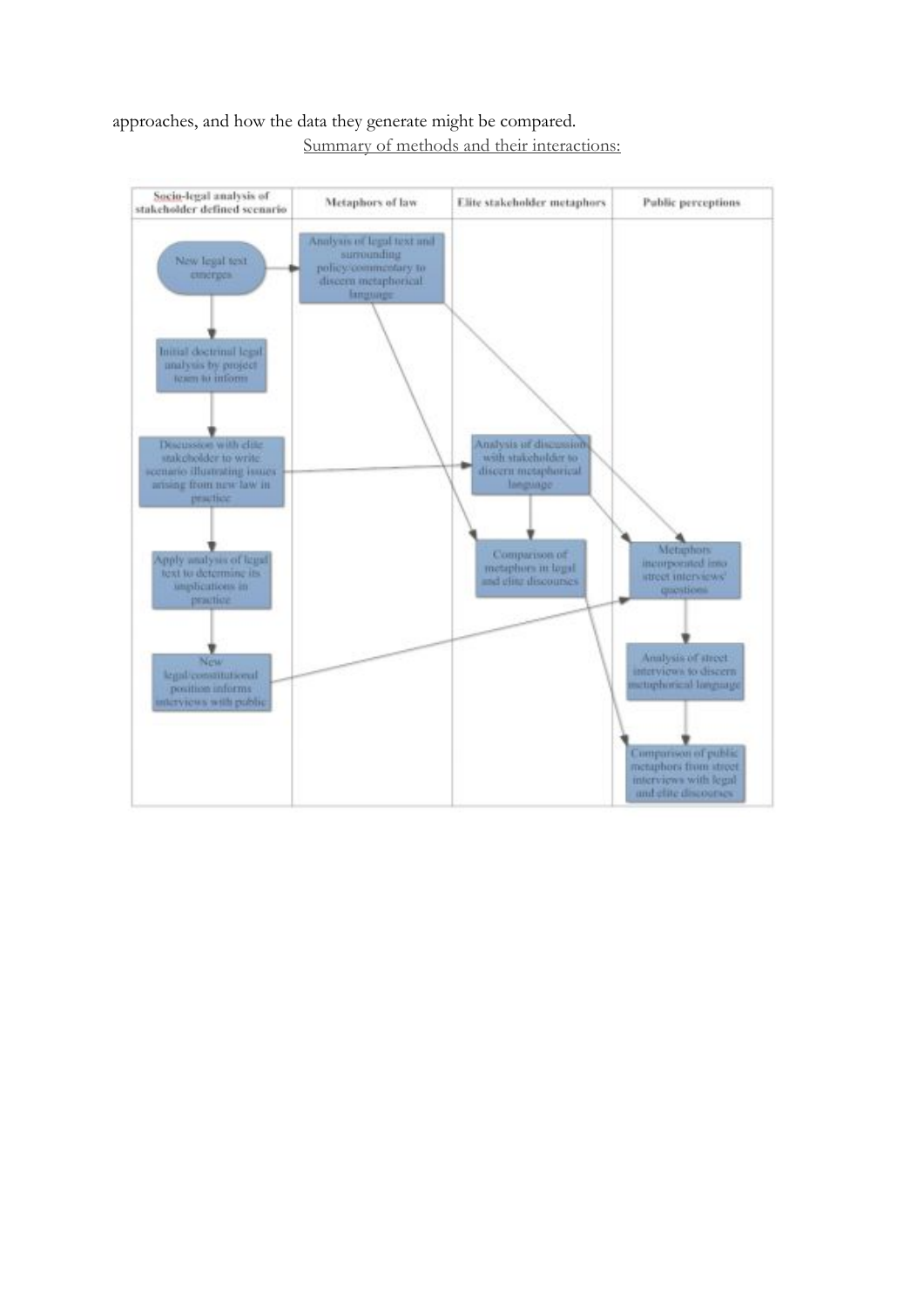approaches, and how the data they generate might be compared.

Summary of methods and their interactions:

Socio-legal analysis of stakeholder defined scenario

Metaphors of law

Elite stakeholder metaphors

Public perceptions

New legal text emerges

Analysis of legal text and surrounding policy/commentary to discern metaphorical language

Initial doctrinal legal analysis by project team to inform

Discussion with elite stakeholder to write scenario illustrating issues arising from new law in practice

Analysis of discussion with stakeholder to discern metaphorical language

Apply analysis of legal text to determine its implications in practice

Comparison of metaphors in legal and elite discourses

Metaphors incorporated into street interviews' questions

New legal/constitutional position informs interviews with public

Analysis of street interviews to discern metaphorical language

Comparison of public metaphors from street interviews with legal and elite discourses